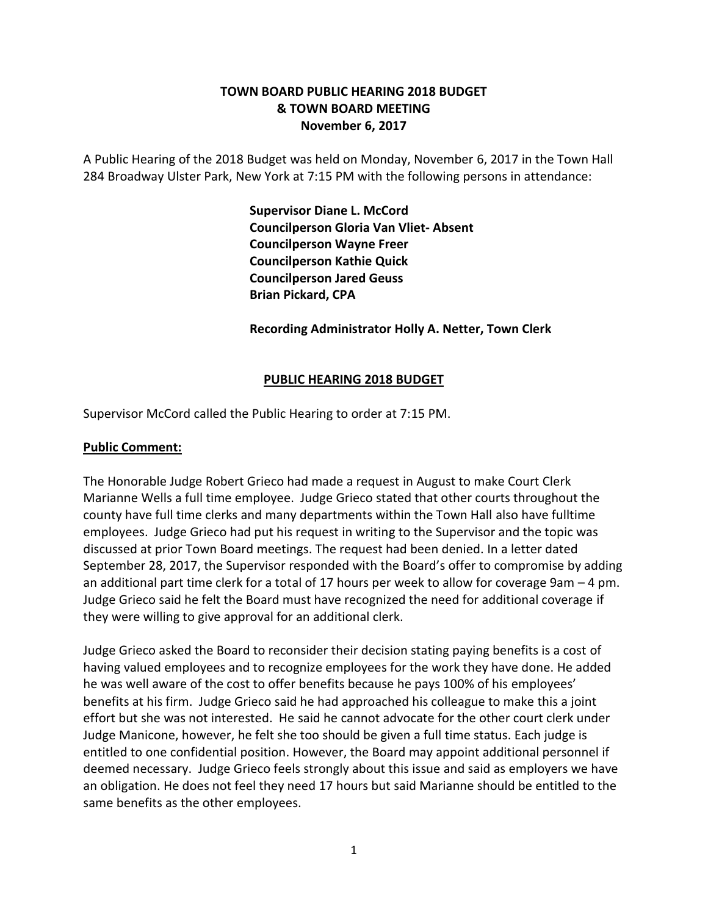# TOWN BOARD PUBLIC HEARING 2018 BUDGET
# & TOWN BOARD MEETING
# November 6, 2017

A Public Hearing of the 2018 Budget was held on Monday, November 6, 2017 in the Town Hall 284 Broadway Ulster Park, New York at 7:15 PM with the following persons in attendance:

**Supervisor Diane L. McCord**
**Councilperson Gloria Van Vliet- Absent**
**Councilperson Wayne Freer**
**Councilperson Kathie Quick**
**Councilperson Jared Geuss**
**Brian Pickard, CPA**

**Recording Administrator Holly A. Netter, Town Clerk**

## PUBLIC HEARING 2018 BUDGET

Supervisor McCord called the Public Hearing to order at 7:15 PM.

**Public Comment:**

The Honorable Judge Robert Grieco had made a request in August to make Court Clerk Marianne Wells a full time employee. Judge Grieco stated that other courts throughout the county have full time clerks and many departments within the Town Hall also have fulltime employees. Judge Grieco had put his request in writing to the Supervisor and the topic was discussed at prior Town Board meetings. The request had been denied. In a letter dated September 28, 2017, the Supervisor responded with the Board's offer to compromise by adding an additional part time clerk for a total of 17 hours per week to allow for coverage 9am – 4 pm. Judge Grieco said he felt the Board must have recognized the need for additional coverage if they were willing to give approval for an additional clerk.

Judge Grieco asked the Board to reconsider their decision stating paying benefits is a cost of having valued employees and to recognize employees for the work they have done. He added he was well aware of the cost to offer benefits because he pays 100% of his employees' benefits at his firm. Judge Grieco said he had approached his colleague to make this a joint effort but she was not interested. He said he cannot advocate for the other court clerk under Judge Manicone, however, he felt she too should be given a full time status. Each judge is entitled to one confidential position. However, the Board may appoint additional personnel if deemed necessary. Judge Grieco feels strongly about this issue and said as employers we have an obligation. He does not feel they need 17 hours but said Marianne should be entitled to the same benefits as the other employees.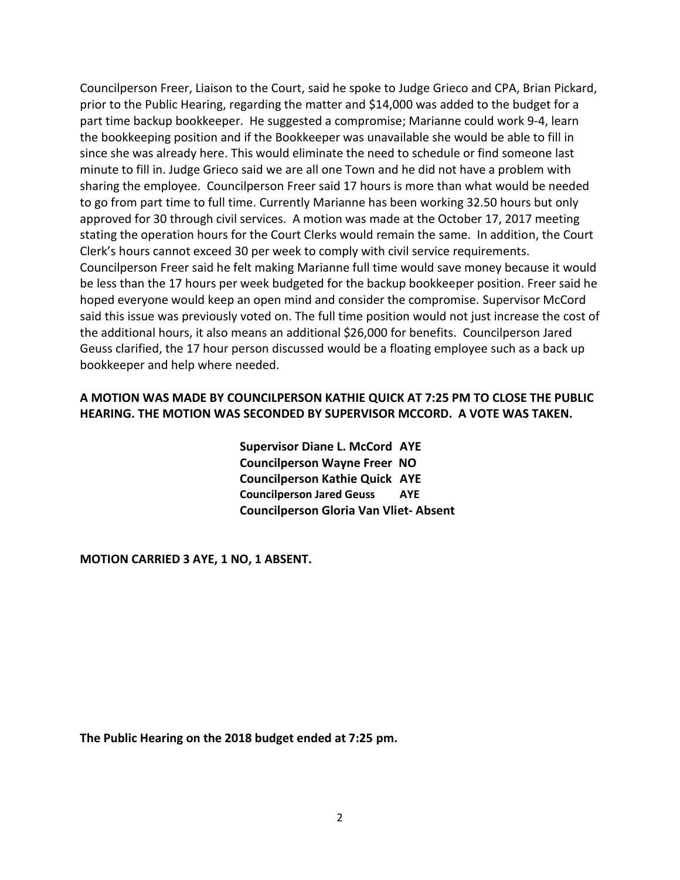Councilperson Freer, Liaison to the Court, said he spoke to Judge Grieco and CPA, Brian Pickard, prior to the Public Hearing, regarding the matter and $14,000 was added to the budget for a part time backup bookkeeper. He suggested a compromise; Marianne could work 9-4, learn the bookkeeping position and if the Bookkeeper was unavailable she would be able to fill in since she was already here. This would eliminate the need to schedule or find someone last minute to fill in. Judge Grieco said we are all one Town and he did not have a problem with sharing the employee. Councilperson Freer said 17 hours is more than what would be needed to go from part time to full time. Currently Marianne has been working 32.50 hours but only approved for 30 through civil services. A motion was made at the October 17, 2017 meeting stating the operation hours for the Court Clerks would remain the same. In addition, the Court Clerk's hours cannot exceed 30 per week to comply with civil service requirements. Councilperson Freer said he felt making Marianne full time would save money because it would be less than the 17 hours per week budgeted for the backup bookkeeper position. Freer said he hoped everyone would keep an open mind and consider the compromise. Supervisor McCord said this issue was previously voted on. The full time position would not just increase the cost of the additional hours, it also means an additional $26,000 for benefits. Councilperson Jared Geuss clarified, the 17 hour person discussed would be a floating employee such as a back up bookkeeper and help where needed.

**A MOTION WAS MADE BY COUNCILPERSON KATHIE QUICK AT 7:25 PM TO CLOSE THE PUBLIC HEARING. THE MOTION WAS SECONDED BY SUPERVISOR MCCORD. A VOTE WAS TAKEN.**

**Supervisor Diane L. McCord AYE**
**Councilperson Wayne Freer NO**
**Councilperson Kathie Quick AYE**
**Councilperson Jared Geuss AYE**
**Councilperson Gloria Van Vliet- Absent**

**MOTION CARRIED 3 AYE, 1 NO, 1 ABSENT.**

**The Public Hearing on the 2018 budget ended at 7:25 pm.**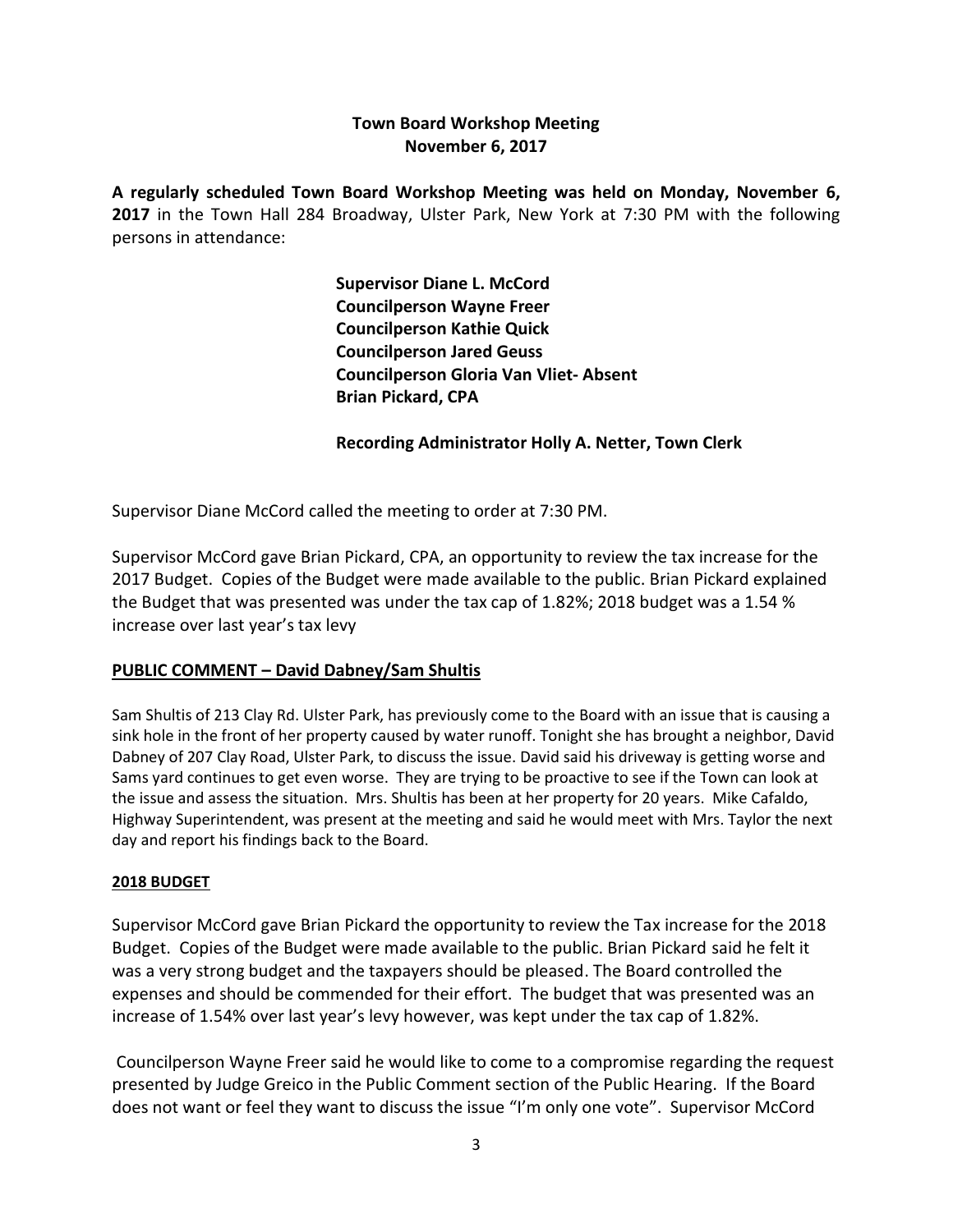## Town Board Workshop Meeting
## November 6, 2017

**A regularly scheduled Town Board Workshop Meeting was held on Monday, November 6, 2017** in the Town Hall 284 Broadway, Ulster Park, New York at 7:30 PM with the following persons in attendance:

**Supervisor Diane L. McCord**
**Councilperson Wayne Freer**
**Councilperson Kathie Quick**
**Councilperson Jared Geuss**
**Councilperson Gloria Van Vliet- Absent**
**Brian Pickard, CPA**

**Recording Administrator Holly A. Netter, Town Clerk**

Supervisor Diane McCord called the meeting to order at 7:30 PM.

Supervisor McCord gave Brian Pickard, CPA, an opportunity to review the tax increase for the 2017 Budget. Copies of the Budget were made available to the public. Brian Pickard explained the Budget that was presented was under the tax cap of 1.82%; 2018 budget was a 1.54 % increase over last year's tax levy

**PUBLIC COMMENT – David Dabney/Sam Shultis**

Sam Shultis of 213 Clay Rd. Ulster Park, has previously come to the Board with an issue that is causing a sink hole in the front of her property caused by water runoff. Tonight she has brought a neighbor, David Dabney of 207 Clay Road, Ulster Park, to discuss the issue. David said his driveway is getting worse and Sams yard continues to get even worse. They are trying to be proactive to see if the Town can look at the issue and assess the situation. Mrs. Shultis has been at her property for 20 years. Mike Cafaldo, Highway Superintendent, was present at the meeting and said he would meet with Mrs. Taylor the next day and report his findings back to the Board.

**2018 BUDGET**

Supervisor McCord gave Brian Pickard the opportunity to review the Tax increase for the 2018 Budget. Copies of the Budget were made available to the public. Brian Pickard said he felt it was a very strong budget and the taxpayers should be pleased. The Board controlled the expenses and should be commended for their effort. The budget that was presented was an increase of 1.54% over last year's levy however, was kept under the tax cap of 1.82%.

Councilperson Wayne Freer said he would like to come to a compromise regarding the request presented by Judge Greico in the Public Comment section of the Public Hearing. If the Board does not want or feel they want to discuss the issue "I'm only one vote". Supervisor McCord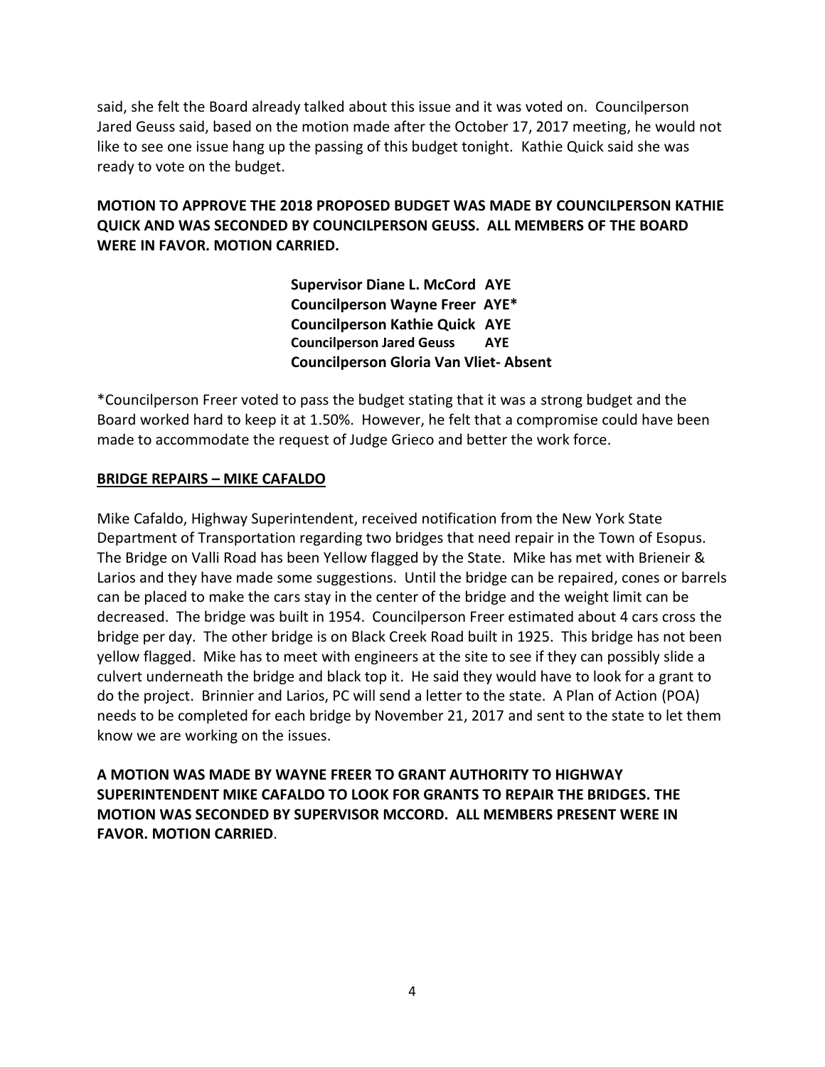said, she felt the Board already talked about this issue and it was voted on. Councilperson Jared Geuss said, based on the motion made after the October 17, 2017 meeting, he would not like to see one issue hang up the passing of this budget tonight. Kathie Quick said she was ready to vote on the budget.

**MOTION TO APPROVE THE 2018 PROPOSED BUDGET WAS MADE BY COUNCILPERSON KATHIE QUICK AND WAS SECONDED BY COUNCILPERSON GEUSS. ALL MEMBERS OF THE BOARD WERE IN FAVOR. MOTION CARRIED.**

**Supervisor Diane L. McCord AYE**
**Councilperson Wayne Freer AYE***
**Councilperson Kathie Quick AYE**
**Councilperson Jared Geuss AYE**
**Councilperson Gloria Van Vliet- Absent**

*Councilperson Freer voted to pass the budget stating that it was a strong budget and the Board worked hard to keep it at 1.50%. However, he felt that a compromise could have been made to accommodate the request of Judge Grieco and better the work force.

**BRIDGE REPAIRS – MIKE CAFALDO**

Mike Cafaldo, Highway Superintendent, received notification from the New York State Department of Transportation regarding two bridges that need repair in the Town of Esopus. The Bridge on Valli Road has been Yellow flagged by the State. Mike has met with Brieneir & Larios and they have made some suggestions. Until the bridge can be repaired, cones or barrels can be placed to make the cars stay in the center of the bridge and the weight limit can be decreased. The bridge was built in 1954. Councilperson Freer estimated about 4 cars cross the bridge per day. The other bridge is on Black Creek Road built in 1925. This bridge has not been yellow flagged. Mike has to meet with engineers at the site to see if they can possibly slide a culvert underneath the bridge and black top it. He said they would have to look for a grant to do the project. Brinnier and Larios, PC will send a letter to the state. A Plan of Action (POA) needs to be completed for each bridge by November 21, 2017 and sent to the state to let them know we are working on the issues.

**A MOTION WAS MADE BY WAYNE FREER TO GRANT AUTHORITY TO HIGHWAY SUPERINTENDENT MIKE CAFALDO TO LOOK FOR GRANTS TO REPAIR THE BRIDGES. THE MOTION WAS SECONDED BY SUPERVISOR MCCORD. ALL MEMBERS PRESENT WERE IN FAVOR. MOTION CARRIED**.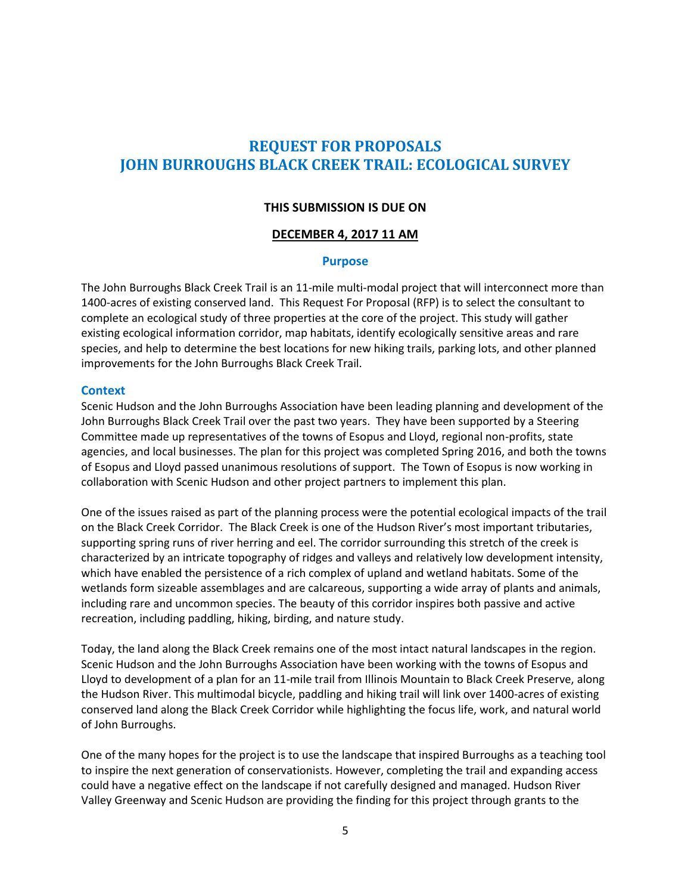# REQUEST FOR PROPOSALS
# JOHN BURROUGHS BLACK CREEK TRAIL: ECOLOGICAL SURVEY

**THIS SUBMISSION IS DUE ON**

**DECEMBER 4, 2017 11 AM**

## Purpose

The John Burroughs Black Creek Trail is an 11-mile multi-modal project that will interconnect more than 1400-acres of existing conserved land. This Request For Proposal (RFP) is to select the consultant to complete an ecological study of three properties at the core of the project. This study will gather existing ecological information corridor, map habitats, identify ecologically sensitive areas and rare species, and help to determine the best locations for new hiking trails, parking lots, and other planned improvements for the John Burroughs Black Creek Trail.

## Context

Scenic Hudson and the John Burroughs Association have been leading planning and development of the John Burroughs Black Creek Trail over the past two years. They have been supported by a Steering Committee made up representatives of the towns of Esopus and Lloyd, regional non-profits, state agencies, and local businesses. The plan for this project was completed Spring 2016, and both the towns of Esopus and Lloyd passed unanimous resolutions of support. The Town of Esopus is now working in collaboration with Scenic Hudson and other project partners to implement this plan.

One of the issues raised as part of the planning process were the potential ecological impacts of the trail on the Black Creek Corridor. The Black Creek is one of the Hudson River's most important tributaries, supporting spring runs of river herring and eel. The corridor surrounding this stretch of the creek is characterized by an intricate topography of ridges and valleys and relatively low development intensity, which have enabled the persistence of a rich complex of upland and wetland habitats. Some of the wetlands form sizeable assemblages and are calcareous, supporting a wide array of plants and animals, including rare and uncommon species. The beauty of this corridor inspires both passive and active recreation, including paddling, hiking, birding, and nature study.

Today, the land along the Black Creek remains one of the most intact natural landscapes in the region. Scenic Hudson and the John Burroughs Association have been working with the towns of Esopus and Lloyd to development of a plan for an 11-mile trail from Illinois Mountain to Black Creek Preserve, along the Hudson River. This multimodal bicycle, paddling and hiking trail will link over 1400-acres of existing conserved land along the Black Creek Corridor while highlighting the focus life, work, and natural world of John Burroughs.

One of the many hopes for the project is to use the landscape that inspired Burroughs as a teaching tool to inspire the next generation of conservationists. However, completing the trail and expanding access could have a negative effect on the landscape if not carefully designed and managed. Hudson River Valley Greenway and Scenic Hudson are providing the finding for this project through grants to the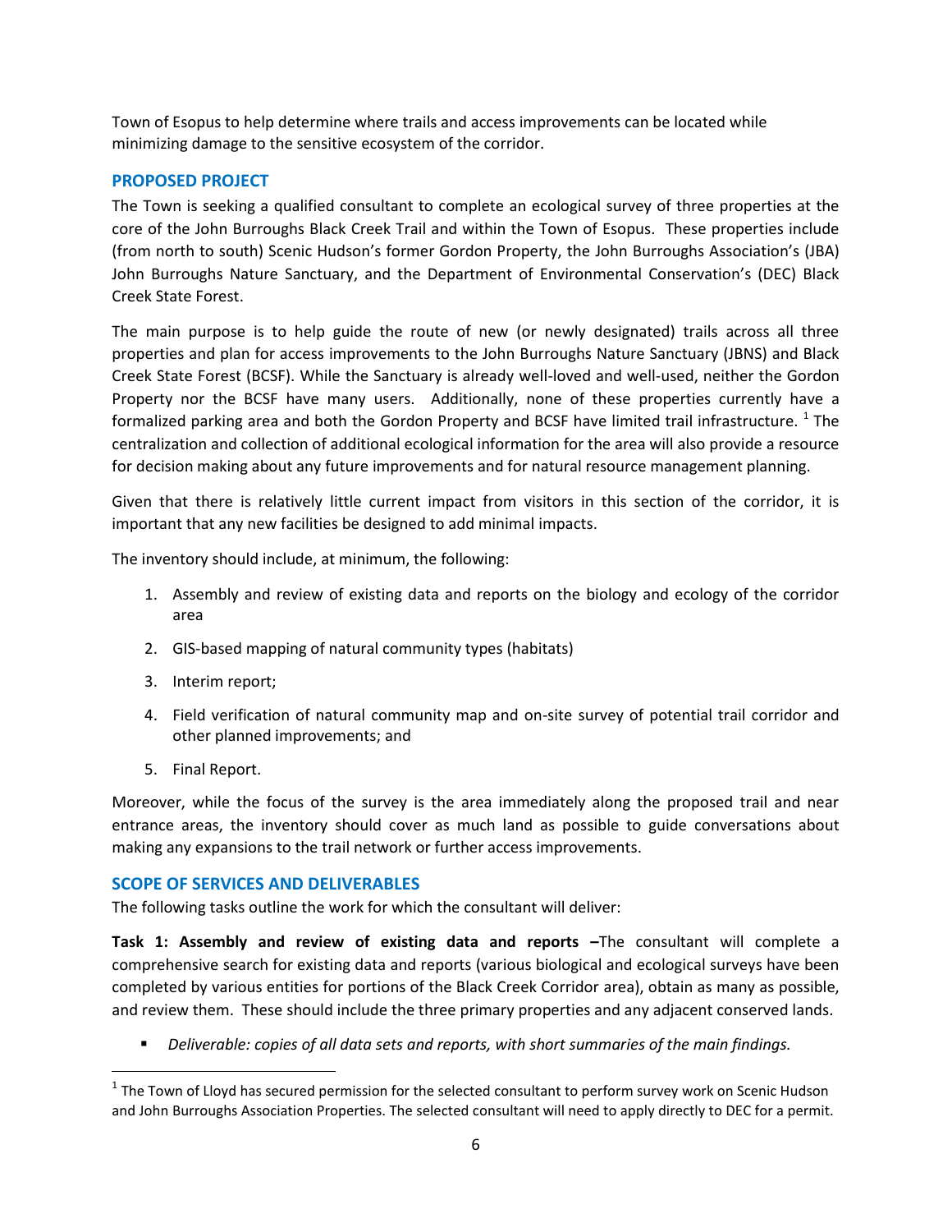Town of Esopus to help determine where trails and access improvements can be located while minimizing damage to the sensitive ecosystem of the corridor.

## PROPOSED PROJECT

The Town is seeking a qualified consultant to complete an ecological survey of three properties at the core of the John Burroughs Black Creek Trail and within the Town of Esopus. These properties include (from north to south) Scenic Hudson's former Gordon Property, the John Burroughs Association's (JBA) John Burroughs Nature Sanctuary, and the Department of Environmental Conservation's (DEC) Black Creek State Forest.

The main purpose is to help guide the route of new (or newly designated) trails across all three properties and plan for access improvements to the John Burroughs Nature Sanctuary (JBNS) and Black Creek State Forest (BCSF). While the Sanctuary is already well-loved and well-used, neither the Gordon Property nor the BCSF have many users. Additionally, none of these properties currently have a formalized parking area and both the Gordon Property and BCSF have limited trail infrastructure. [1] The centralization and collection of additional ecological information for the area will also provide a resource for decision making about any future improvements and for natural resource management planning.

Given that there is relatively little current impact from visitors in this section of the corridor, it is important that any new facilities be designed to add minimal impacts.

The inventory should include, at minimum, the following:

1. Assembly and review of existing data and reports on the biology and ecology of the corridor area
2. GIS-based mapping of natural community types (habitats)
3. Interim report;
4. Field verification of natural community map and on-site survey of potential trail corridor and other planned improvements; and
5. Final Report.

Moreover, while the focus of the survey is the area immediately along the proposed trail and near entrance areas, the inventory should cover as much land as possible to guide conversations about making any expansions to the trail network or further access improvements.

## SCOPE OF SERVICES AND DELIVERABLES

The following tasks outline the work for which the consultant will deliver:

**Task 1: Assembly and review of existing data and reports –** The consultant will complete a comprehensive search for existing data and reports (various biological and ecological surveys have been completed by various entities for portions of the Black Creek Corridor area), obtain as many as possible, and review them. These should include the three primary properties and any adjacent conserved lands.

- *Deliverable: copies of all data sets and reports, with short summaries of the main findings.*

---

[1] The Town of Lloyd has secured permission for the selected consultant to perform survey work on Scenic Hudson and John Burroughs Association Properties. The selected consultant will need to apply directly to DEC for a permit.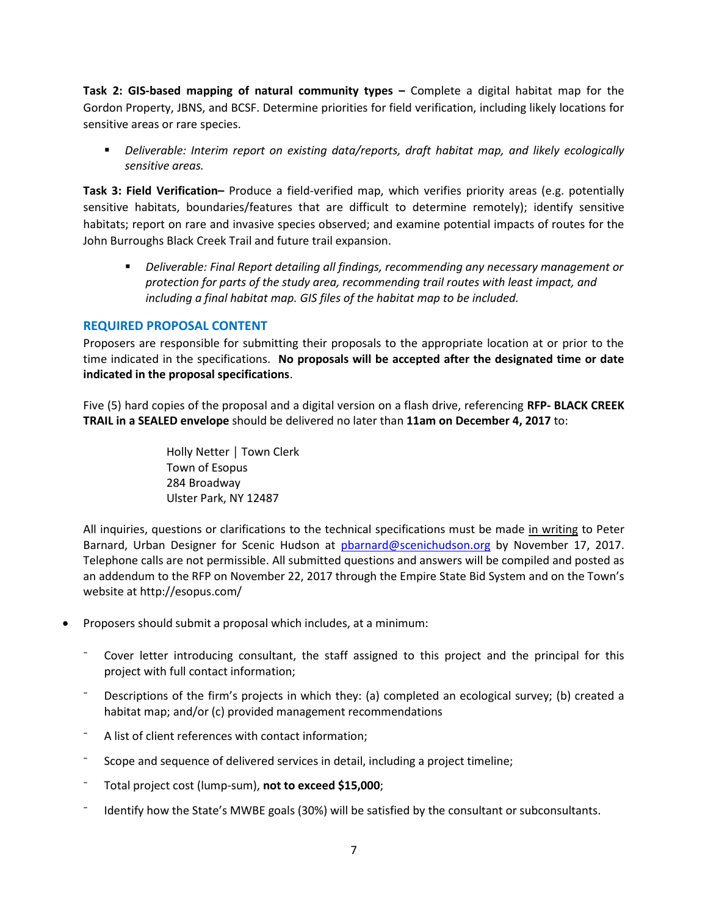**Task 2: GIS-based mapping of natural community types –** Complete a digital habitat map for the Gordon Property, JBNS, and BCSF. Determine priorities for field verification, including likely locations for sensitive areas or rare species.

- *Deliverable: Interim report on existing data/reports, draft habitat map, and likely ecologically sensitive areas.*

**Task 3: Field Verification–** Produce a field-verified map, which verifies priority areas (e.g. potentially sensitive habitats, boundaries/features that are difficult to determine remotely); identify sensitive habitats; report on rare and invasive species observed; and examine potential impacts of routes for the John Burroughs Black Creek Trail and future trail expansion.

- *Deliverable: Final Report detailing all findings, recommending any necessary management or protection for parts of the study area, recommending trail routes with least impact, and including a final habitat map. GIS files of the habitat map to be included.*

## REQUIRED PROPOSAL CONTENT

Proposers are responsible for submitting their proposals to the appropriate location at or prior to the time indicated in the specifications. **No proposals will be accepted after the designated time or date indicated in the proposal specifications**.

Five (5) hard copies of the proposal and a digital version on a flash drive, referencing **RFP- BLACK CREEK TRAIL in a SEALED envelope** should be delivered no later than **11am on December 4, 2017** to:

Holly Netter | Town Clerk
Town of Esopus
284 Broadway
Ulster Park, NY 12487

All inquiries, questions or clarifications to the technical specifications must be made <u>in writing</u> to Peter Barnard, Urban Designer for Scenic Hudson at pbarnard@scenichudson.org by November 17, 2017. Telephone calls are not permissible. All submitted questions and answers will be compiled and posted as an addendum to the RFP on November 22, 2017 through the Empire State Bid System and on the Town's website at http://esopus.com/

- Proposers should submit a proposal which includes, at a minimum:
  - Cover letter introducing consultant, the staff assigned to this project and the principal for this project with full contact information;
  - Descriptions of the firm's projects in which they: (a) completed an ecological survey; (b) created a habitat map; and/or (c) provided management recommendations
  - A list of client references with contact information;
  - Scope and sequence of delivered services in detail, including a project timeline;
  - Total project cost (lump-sum), **not to exceed $15,000**;
  - Identify how the State's MWBE goals (30%) will be satisfied by the consultant or subconsultants.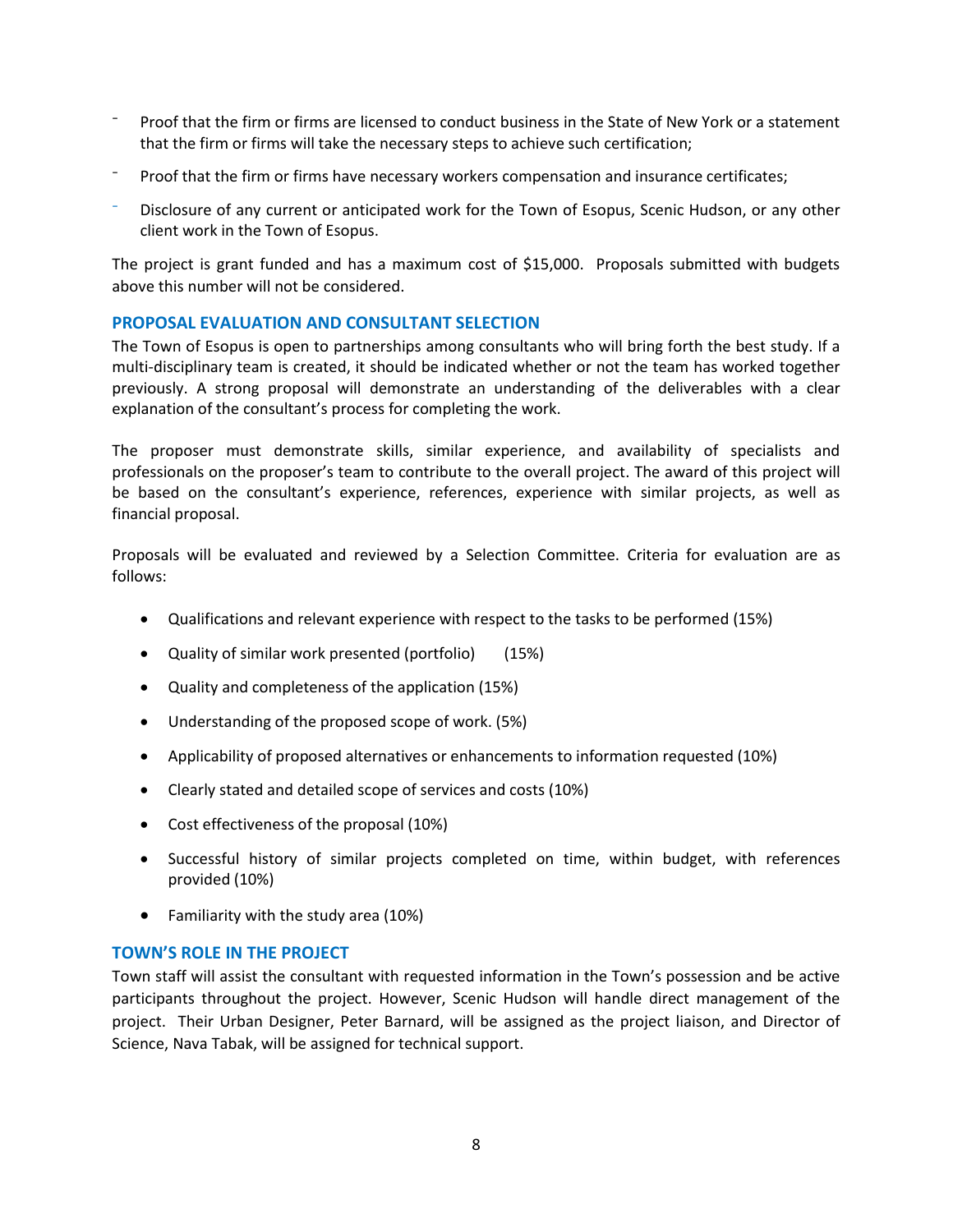- Proof that the firm or firms are licensed to conduct business in the State of New York or a statement that the firm or firms will take the necessary steps to achieve such certification;
- Proof that the firm or firms have necessary workers compensation and insurance certificates;
- Disclosure of any current or anticipated work for the Town of Esopus, Scenic Hudson, or any other client work in the Town of Esopus.

The project is grant funded and has a maximum cost of $15,000. Proposals submitted with budgets above this number will not be considered.

### PROPOSAL EVALUATION AND CONSULTANT SELECTION

The Town of Esopus is open to partnerships among consultants who will bring forth the best study. If a multi-disciplinary team is created, it should be indicated whether or not the team has worked together previously. A strong proposal will demonstrate an understanding of the deliverables with a clear explanation of the consultant's process for completing the work.

The proposer must demonstrate skills, similar experience, and availability of specialists and professionals on the proposer's team to contribute to the overall project. The award of this project will be based on the consultant's experience, references, experience with similar projects, as well as financial proposal.

Proposals will be evaluated and reviewed by a Selection Committee. Criteria for evaluation are as follows:

- Qualifications and relevant experience with respect to the tasks to be performed (15%)
- Quality of similar work presented (portfolio) (15%)
- Quality and completeness of the application (15%)
- Understanding of the proposed scope of work. (5%)
- Applicability of proposed alternatives or enhancements to information requested (10%)
- Clearly stated and detailed scope of services and costs (10%)
- Cost effectiveness of the proposal (10%)
- Successful history of similar projects completed on time, within budget, with references provided (10%)
- Familiarity with the study area (10%)

### TOWN'S ROLE IN THE PROJECT

Town staff will assist the consultant with requested information in the Town's possession and be active participants throughout the project. However, Scenic Hudson will handle direct management of the project. Their Urban Designer, Peter Barnard, will be assigned as the project liaison, and Director of Science, Nava Tabak, will be assigned for technical support.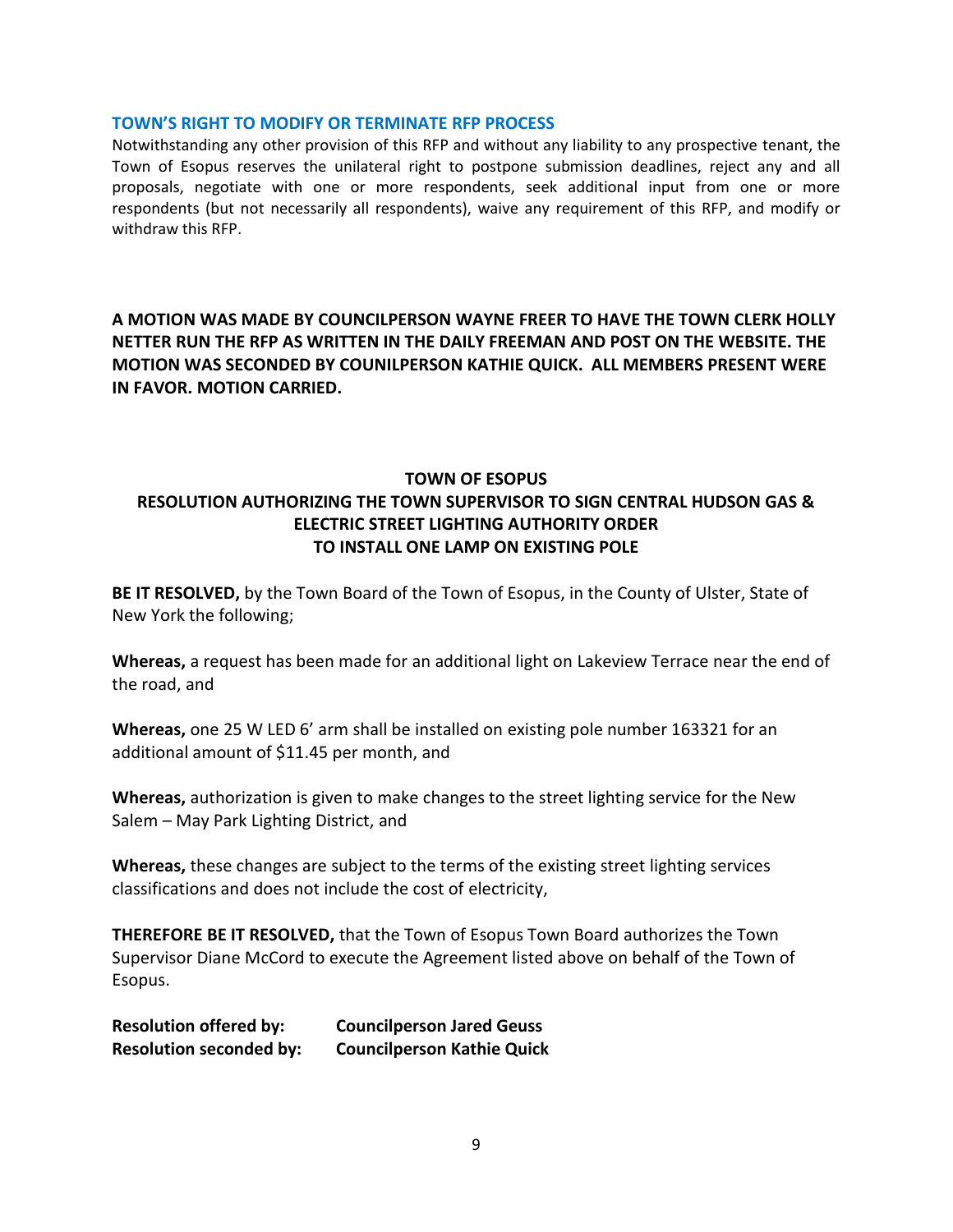### TOWN'S RIGHT TO MODIFY OR TERMINATE RFP PROCESS

Notwithstanding any other provision of this RFP and without any liability to any prospective tenant, the Town of Esopus reserves the unilateral right to postpone submission deadlines, reject any and all proposals, negotiate with one or more respondents, seek additional input from one or more respondents (but not necessarily all respondents), waive any requirement of this RFP, and modify or withdraw this RFP.

**A MOTION WAS MADE BY COUNCILPERSON WAYNE FREER TO HAVE THE TOWN CLERK HOLLY NETTER RUN THE RFP AS WRITTEN IN THE DAILY FREEMAN AND POST ON THE WEBSITE. THE MOTION WAS SECONDED BY COUNILPERSON KATHIE QUICK. ALL MEMBERS PRESENT WERE IN FAVOR. MOTION CARRIED.**

**TOWN OF ESOPUS**

**RESOLUTION AUTHORIZING THE TOWN SUPERVISOR TO SIGN CENTRAL HUDSON GAS & ELECTRIC STREET LIGHTING AUTHORITY ORDER TO INSTALL ONE LAMP ON EXISTING POLE**

**BE IT RESOLVED,** by the Town Board of the Town of Esopus, in the County of Ulster, State of New York the following;

**Whereas,** a request has been made for an additional light on Lakeview Terrace near the end of the road, and

**Whereas,** one 25 W LED 6' arm shall be installed on existing pole number 163321 for an additional amount of $11.45 per month, and

**Whereas,** authorization is given to make changes to the street lighting service for the New Salem – May Park Lighting District, and

**Whereas,** these changes are subject to the terms of the existing street lighting services classifications and does not include the cost of electricity,

**THEREFORE BE IT RESOLVED,** that the Town of Esopus Town Board authorizes the Town Supervisor Diane McCord to execute the Agreement listed above on behalf of the Town of Esopus.

**Resolution offered by:** **Councilperson Jared Geuss**
**Resolution seconded by:** **Councilperson Kathie Quick**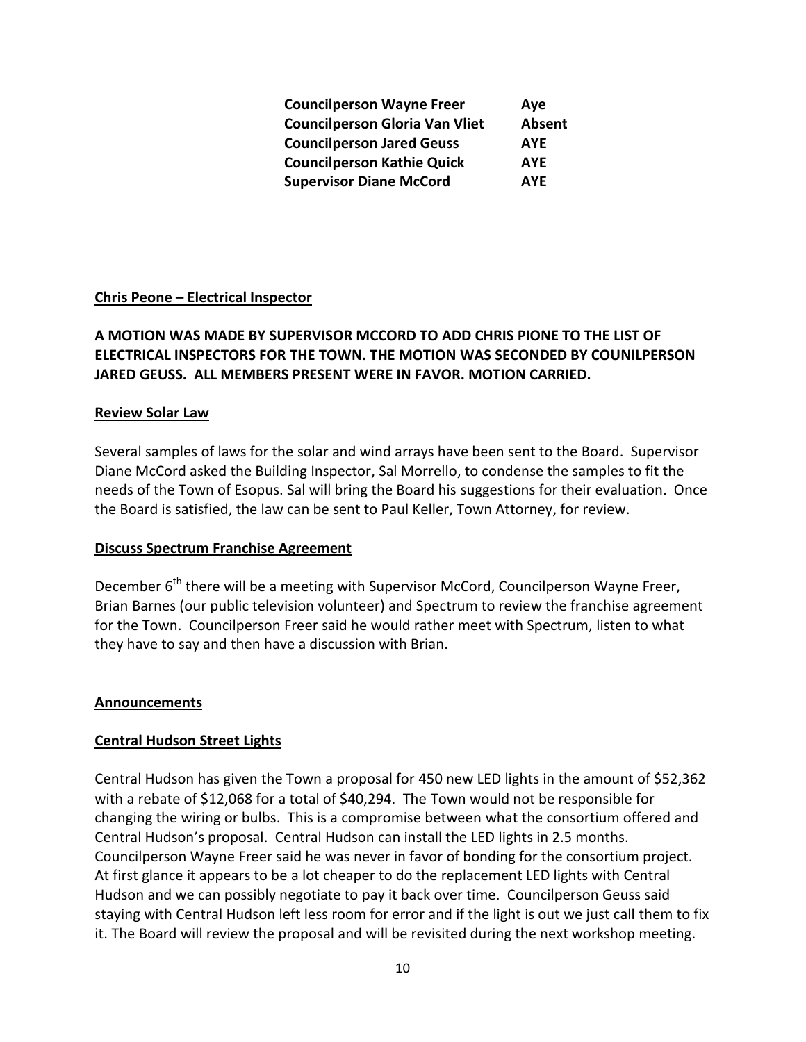| | |
|---|---|
| **Councilperson Wayne Freer** | **Aye** |
| **Councilperson Gloria Van Vliet** | **Absent** |
| **Councilperson Jared Geuss** | **AYE** |
| **Councilperson Kathie Quick** | **AYE** |
| **Supervisor Diane McCord** | **AYE** |

**Chris Peone – Electrical Inspector**

**A MOTION WAS MADE BY SUPERVISOR MCCORD TO ADD CHRIS PIONE TO THE LIST OF ELECTRICAL INSPECTORS FOR THE TOWN. THE MOTION WAS SECONDED BY COUNILPERSON JARED GEUSS. ALL MEMBERS PRESENT WERE IN FAVOR. MOTION CARRIED.**

**Review Solar Law**

Several samples of laws for the solar and wind arrays have been sent to the Board. Supervisor Diane McCord asked the Building Inspector, Sal Morrello, to condense the samples to fit the needs of the Town of Esopus. Sal will bring the Board his suggestions for their evaluation. Once the Board is satisfied, the law can be sent to Paul Keller, Town Attorney, for review.

**Discuss Spectrum Franchise Agreement**

December 6th there will be a meeting with Supervisor McCord, Councilperson Wayne Freer, Brian Barnes (our public television volunteer) and Spectrum to review the franchise agreement for the Town. Councilperson Freer said he would rather meet with Spectrum, listen to what they have to say and then have a discussion with Brian.

**Announcements**

**Central Hudson Street Lights**

Central Hudson has given the Town a proposal for 450 new LED lights in the amount of $52,362 with a rebate of $12,068 for a total of $40,294. The Town would not be responsible for changing the wiring or bulbs. This is a compromise between what the consortium offered and Central Hudson's proposal. Central Hudson can install the LED lights in 2.5 months. Councilperson Wayne Freer said he was never in favor of bonding for the consortium project. At first glance it appears to be a lot cheaper to do the replacement LED lights with Central Hudson and we can possibly negotiate to pay it back over time. Councilperson Geuss said staying with Central Hudson left less room for error and if the light is out we just call them to fix it. The Board will review the proposal and will be revisited during the next workshop meeting.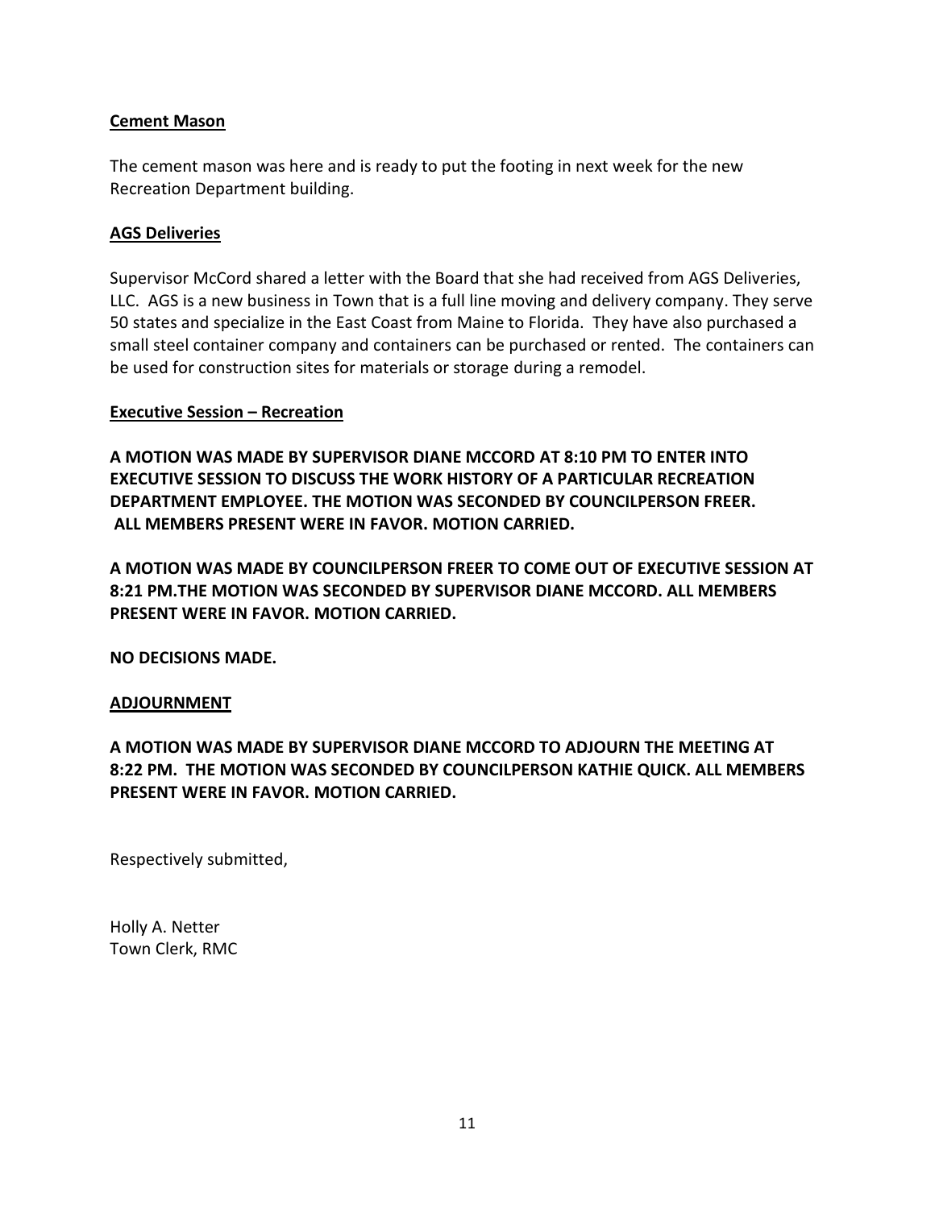**Cement Mason**

The cement mason was here and is ready to put the footing in next week for the new Recreation Department building.

**AGS Deliveries**

Supervisor McCord shared a letter with the Board that she had received from AGS Deliveries, LLC. AGS is a new business in Town that is a full line moving and delivery company. They serve 50 states and specialize in the East Coast from Maine to Florida. They have also purchased a small steel container company and containers can be purchased or rented. The containers can be used for construction sites for materials or storage during a remodel.

**Executive Session – Recreation**

**A MOTION WAS MADE BY SUPERVISOR DIANE MCCORD AT 8:10 PM TO ENTER INTO EXECUTIVE SESSION TO DISCUSS THE WORK HISTORY OF A PARTICULAR RECREATION DEPARTMENT EMPLOYEE. THE MOTION WAS SECONDED BY COUNCILPERSON FREER. ALL MEMBERS PRESENT WERE IN FAVOR. MOTION CARRIED.**

**A MOTION WAS MADE BY COUNCILPERSON FREER TO COME OUT OF EXECUTIVE SESSION AT 8:21 PM.THE MOTION WAS SECONDED BY SUPERVISOR DIANE MCCORD. ALL MEMBERS PRESENT WERE IN FAVOR. MOTION CARRIED.**

**NO DECISIONS MADE.**

**ADJOURNMENT**

**A MOTION WAS MADE BY SUPERVISOR DIANE MCCORD TO ADJOURN THE MEETING AT 8:22 PM. THE MOTION WAS SECONDED BY COUNCILPERSON KATHIE QUICK. ALL MEMBERS PRESENT WERE IN FAVOR. MOTION CARRIED.**

Respectively submitted,

Holly A. Netter
Town Clerk, RMC